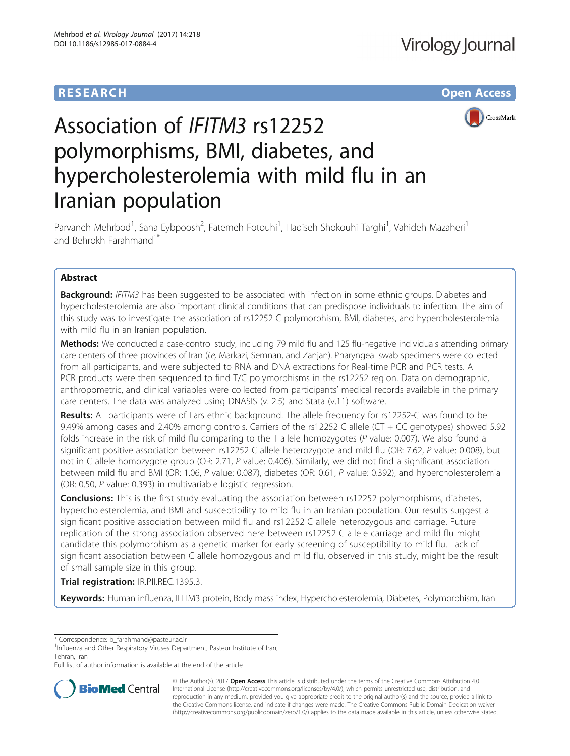RESEARCH Open Access

# Association of *IFITM3* rs12252 polymorphisms, BMI, diabetes, and hypercholesterolemia with mild flu in an Iranian population

Parvaneh Mehrbod[1], Sana Eybpoosh[2], Fatemeh Fotouhi[1], Hadiseh Shokouhi Targhi[1], Vahideh Mazaheri[1] and Behrokh Farahmand[1*]

## Abstract

**Background:** *IFITM3* has been suggested to be associated with infection in some ethnic groups. Diabetes and hypercholesterolemia are also important clinical conditions that can predispose individuals to infection. The aim of this study was to investigate the association of rs12252 C polymorphism, BMI, diabetes, and hypercholesterolemia with mild flu in an Iranian population.

**Methods:** We conducted a case-control study, including 79 mild flu and 125 flu-negative individuals attending primary care centers of three provinces of Iran (*i.e*, Markazi, Semnan, and Zanjan). Pharyngeal swab specimens were collected from all participants, and were subjected to RNA and DNA extractions for Real-time PCR and PCR tests. All PCR products were then sequenced to find T/C polymorphisms in the rs12252 region. Data on demographic, anthropometric, and clinical variables were collected from participants' medical records available in the primary care centers. The data was analyzed using DNASIS (v. 2.5) and Stata (v.11) software.

**Results:** All participants were of Fars ethnic background. The allele frequency for rs12252-C was found to be 9.49% among cases and 2.40% among controls. Carriers of the rs12252 C allele (CT + CC genotypes) showed 5.92 folds increase in the risk of mild flu comparing to the T allele homozygotes (*P* value: 0.007). We also found a significant positive association between rs12252 C allele heterozygote and mild flu (OR: 7.62, *P* value: 0.008), but not in C allele homozygote group (OR: 2.71, *P* value: 0.406). Similarly, we did not find a significant association between mild flu and BMI (OR: 1.06, *P* value: 0.087), diabetes (OR: 0.61, *P* value: 0.392), and hypercholesterolemia (OR: 0.50, *P* value: 0.393) in multivariable logistic regression.

**Conclusions:** This is the first study evaluating the association between rs12252 polymorphisms, diabetes, hypercholesterolemia, and BMI and susceptibility to mild flu in an Iranian population. Our results suggest a significant positive association between mild flu and rs12252 C allele heterozygous and carriage. Future replication of the strong association observed here between rs12252 C allele carriage and mild flu might candidate this polymorphism as a genetic marker for early screening of susceptibility to mild flu. Lack of significant association between C allele homozygous and mild flu, observed in this study, might be the result of small sample size in this group.

**Trial registration:** IR.PII.REC.1395.3.

**Keywords:** Human influenza, IFITM3 protein, Body mass index, Hypercholesterolemia, Diabetes, Polymorphism, Iran

\* Correspondence: b_farahmand@pasteur.ac.ir
[1]Influenza and Other Respiratory Viruses Department, Pasteur Institute of Iran, Tehran, Iran
Full list of author information is available at the end of the article

© The Author(s). 2017 **Open Access** This article is distributed under the terms of the Creative Commons Attribution 4.0 International License (http://creativecommons.org/licenses/by/4.0/), which permits unrestricted use, distribution, and reproduction in any medium, provided you give appropriate credit to the original author(s) and the source, provide a link to the Creative Commons license, and indicate if changes were made. The Creative Commons Public Domain Dedication waiver (http://creativecommons.org/publicdomain/zero/1.0/) applies to the data made available in this article, unless otherwise stated.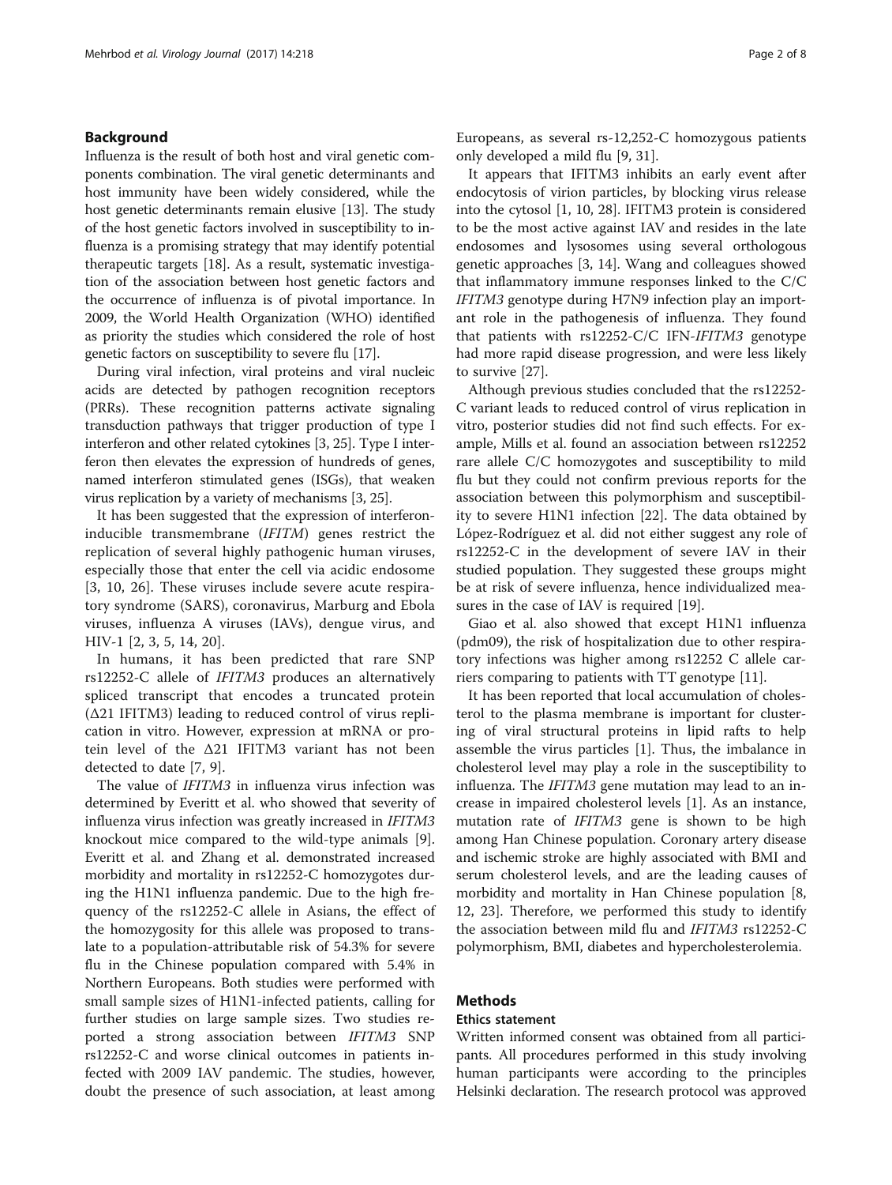## Background

Influenza is the result of both host and viral genetic components combination. The viral genetic determinants and host immunity have been widely considered, while the host genetic determinants remain elusive [13]. The study of the host genetic factors involved in susceptibility to influenza is a promising strategy that may identify potential therapeutic targets [18]. As a result, systematic investigation of the association between host genetic factors and the occurrence of influenza is of pivotal importance. In 2009, the World Health Organization (WHO) identified as priority the studies which considered the role of host genetic factors on susceptibility to severe flu [17].

During viral infection, viral proteins and viral nucleic acids are detected by pathogen recognition receptors (PRRs). These recognition patterns activate signaling transduction pathways that trigger production of type I interferon and other related cytokines [3, 25]. Type I interferon then elevates the expression of hundreds of genes, named interferon stimulated genes (ISGs), that weaken virus replication by a variety of mechanisms [3, 25].

It has been suggested that the expression of interferon-inducible transmembrane (*IFITM*) genes restrict the replication of several highly pathogenic human viruses, especially those that enter the cell via acidic endosome [3, 10, 26]. These viruses include severe acute respiratory syndrome (SARS), coronavirus, Marburg and Ebola viruses, influenza A viruses (IAVs), dengue virus, and HIV-1 [2, 3, 5, 14, 20].

In humans, it has been predicted that rare SNP rs12252-C allele of *IFITM3* produces an alternatively spliced transcript that encodes a truncated protein (Δ21 IFITM3) leading to reduced control of virus replication in vitro. However, expression at mRNA or protein level of the Δ21 IFITM3 variant has not been detected to date [7, 9].

The value of *IFITM3* in influenza virus infection was determined by Everitt et al. who showed that severity of influenza virus infection was greatly increased in *IFITM3* knockout mice compared to the wild-type animals [9]. Everitt et al. and Zhang et al. demonstrated increased morbidity and mortality in rs12252-C homozygotes during the H1N1 influenza pandemic. Due to the high frequency of the rs12252-C allele in Asians, the effect of the homozygosity for this allele was proposed to translate to a population-attributable risk of 54.3% for severe flu in the Chinese population compared with 5.4% in Northern Europeans. Both studies were performed with small sample sizes of H1N1-infected patients, calling for further studies on large sample sizes. Two studies reported a strong association between *IFITM3* SNP rs12252-C and worse clinical outcomes in patients infected with 2009 IAV pandemic. The studies, however, doubt the presence of such association, at least among Europeans, as several rs-12,252-C homozygous patients only developed a mild flu [9, 31].

It appears that IFITM3 inhibits an early event after endocytosis of virion particles, by blocking virus release into the cytosol [1, 10, 28]. IFITM3 protein is considered to be the most active against IAV and resides in the late endosomes and lysosomes using several orthologous genetic approaches [3, 14]. Wang and colleagues showed that inflammatory immune responses linked to the C/C *IFITM3* genotype during H7N9 infection play an important role in the pathogenesis of influenza. They found that patients with rs12252-C/C IFN-*IFITM3* genotype had more rapid disease progression, and were less likely to survive [27].

Although previous studies concluded that the rs12252-C variant leads to reduced control of virus replication in vitro, posterior studies did not find such effects. For example, Mills et al. found an association between rs12252 rare allele C/C homozygotes and susceptibility to mild flu but they could not confirm previous reports for the association between this polymorphism and susceptibility to severe H1N1 infection [22]. The data obtained by López-Rodríguez et al. did not either suggest any role of rs12252-C in the development of severe IAV in their studied population. They suggested these groups might be at risk of severe influenza, hence individualized measures in the case of IAV is required [19].

Giao et al. also showed that except H1N1 influenza (pdm09), the risk of hospitalization due to other respiratory infections was higher among rs12252 C allele carriers comparing to patients with TT genotype [11].

It has been reported that local accumulation of cholesterol to the plasma membrane is important for clustering of viral structural proteins in lipid rafts to help assemble the virus particles [1]. Thus, the imbalance in cholesterol level may play a role in the susceptibility to influenza. The *IFITM3* gene mutation may lead to an increase in impaired cholesterol levels [1]. As an instance, mutation rate of *IFITM3* gene is shown to be high among Han Chinese population. Coronary artery disease and ischemic stroke are highly associated with BMI and serum cholesterol levels, and are the leading causes of morbidity and mortality in Han Chinese population [8, 12, 23]. Therefore, we performed this study to identify the association between mild flu and *IFITM3* rs12252-C polymorphism, BMI, diabetes and hypercholesterolemia.

## Methods

### Ethics statement

Written informed consent was obtained from all participants. All procedures performed in this study involving human participants were according to the principles Helsinki declaration. The research protocol was approved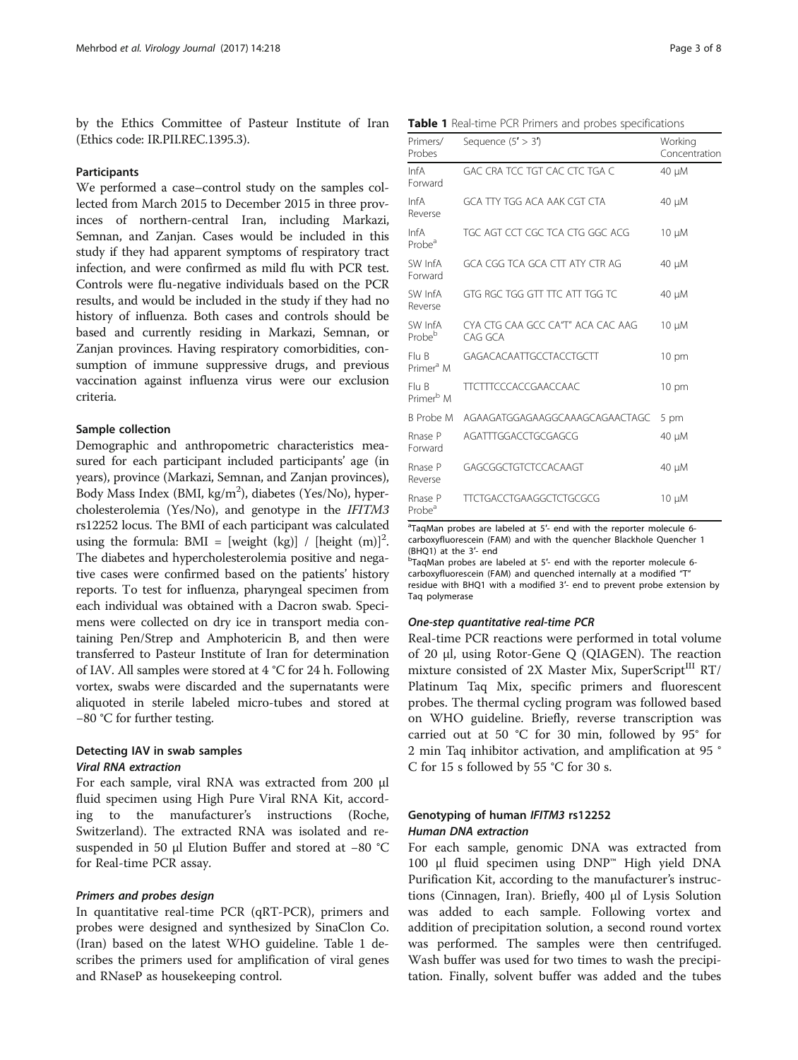by the Ethics Committee of Pasteur Institute of Iran (Ethics code: IR.PII.REC.1395.3).

### Participants

We performed a case–control study on the samples collected from March 2015 to December 2015 in three provinces of northern-central Iran, including Markazi, Semnan, and Zanjan. Cases would be included in this study if they had apparent symptoms of respiratory tract infection, and were confirmed as mild flu with PCR test. Controls were flu-negative individuals based on the PCR results, and would be included in the study if they had no history of influenza. Both cases and controls should be based and currently residing in Markazi, Semnan, or Zanjan provinces. Having respiratory comorbidities, consumption of immune suppressive drugs, and previous vaccination against influenza virus were our exclusion criteria.

### Sample collection

Demographic and anthropometric characteristics measured for each participant included participants' age (in years), province (Markazi, Semnan, and Zanjan provinces), Body Mass Index (BMI, $kg/m^2$), diabetes (Yes/No), hypercholesterolemia (Yes/No), and genotype in the *IFITM3* rs12252 locus. The BMI of each participant was calculated using the formula: BMI = [weight (kg)] / [height $(m)]^2$. The diabetes and hypercholesterolemia positive and negative cases were confirmed based on the patients' history reports. To test for influenza, pharyngeal specimen from each individual was obtained with a Dacron swab. Specimens were collected on dry ice in transport media containing Pen/Strep and Amphotericin B, and then were transferred to Pasteur Institute of Iran for determination of IAV. All samples were stored at 4 °C for 24 h. Following vortex, swabs were discarded and the supernatants were aliquoted in sterile labeled micro-tubes and stored at −80 °C for further testing.

### Detecting IAV in swab samples

#### *Viral RNA extraction*

For each sample, viral RNA was extracted from 200 μl fluid specimen using High Pure Viral RNA Kit, according to the manufacturer's instructions (Roche, Switzerland). The extracted RNA was isolated and resuspended in 50 μl Elution Buffer and stored at −80 °C for Real-time PCR assay.

#### *Primers and probes design*

In quantitative real-time PCR (qRT-PCR), primers and probes were designed and synthesized by SinaClon Co. (Iran) based on the latest WHO guideline. Table 1 describes the primers used for amplification of viral genes and RNaseP as housekeeping control.

**Table 1** Real-time PCR Primers and probes specifications

| Primers/ Probes | Sequence (5′ > 3′) | Working Concentration |
|---|---|---|
| InfA Forward | GAC CRA TCC TGT CAC CTC TGA C | 40 μM |
| InfA Reverse | GCA TTY TGG ACA AAK CGT CTA | 40 μM |
| InfA Probe[a] | TGC AGT CCT CGC TCA CTG GGC ACG | 10 μM |
| SW InfA Forward | GCA CGG TCA GCA CTT ATY CTR AG | 40 μM |
| SW InfA Reverse | GTG RGC TGG GTT TTC ATT TGG TC | 40 μM |
| SW InfA Probe[b] | CYA CTG CAA GCC CA"T" ACA CAC AAG CAG GCA | 10 μM |
| Flu B Primer[a] M | GAGACACAATTGCCTACCTGCTT | 10 pm |
| Flu B Primer[b] M | TTCTTTCCCACCGAACCAAC | 10 pm |
| B Probe M | AGAAGATGGAGAAGGCAAAGCAGAACTAGC | 5 pm |
| Rnase P Forward | AGATTTGGACCTGCGAGCG | 40 μM |
| Rnase P Reverse | GAGCGGCTGTCTCCACAAGT | 40 μM |
| Rnase P Probe[a] | TTCTGACCTGAAGGCTCTGCGCG | 10 μM |

[a]TaqMan probes are labeled at 5′- end with the reporter molecule 6-carboxyfluorescein (FAM) and with the quencher Blackhole Quencher 1 (BHQ1) at the 3′- end
[b]TaqMan probes are labeled at 5′- end with the reporter molecule 6-carboxyfluorescein (FAM) and quenched internally at a modified "T" residue with BHQ1 with a modified 3′- end to prevent probe extension by Taq polymerase

#### *One-step quantitative real-time PCR*

Real-time PCR reactions were performed in total volume of 20 μl, using Rotor-Gene Q (QIAGEN). The reaction mixture consisted of 2X Master Mix, SuperScript[III] RT/Platinum Taq Mix, specific primers and fluorescent probes. The thermal cycling program was followed based on WHO guideline. Briefly, reverse transcription was carried out at 50 °C for 30 min, followed by 95° for 2 min Taq inhibitor activation, and amplification at 95 °C for 15 s followed by 55 °C for 30 s.

### Genotyping of human *IFITM3* rs12252

#### *Human DNA extraction*

For each sample, genomic DNA was extracted from 100 μl fluid specimen using DNP™ High yield DNA Purification Kit, according to the manufacturer's instructions (Cinnagen, Iran). Briefly, 400 μl of Lysis Solution was added to each sample. Following vortex and addition of precipitation solution, a second round vortex was performed. The samples were then centrifuged. Wash buffer was used for two times to wash the precipitation. Finally, solvent buffer was added and the tubes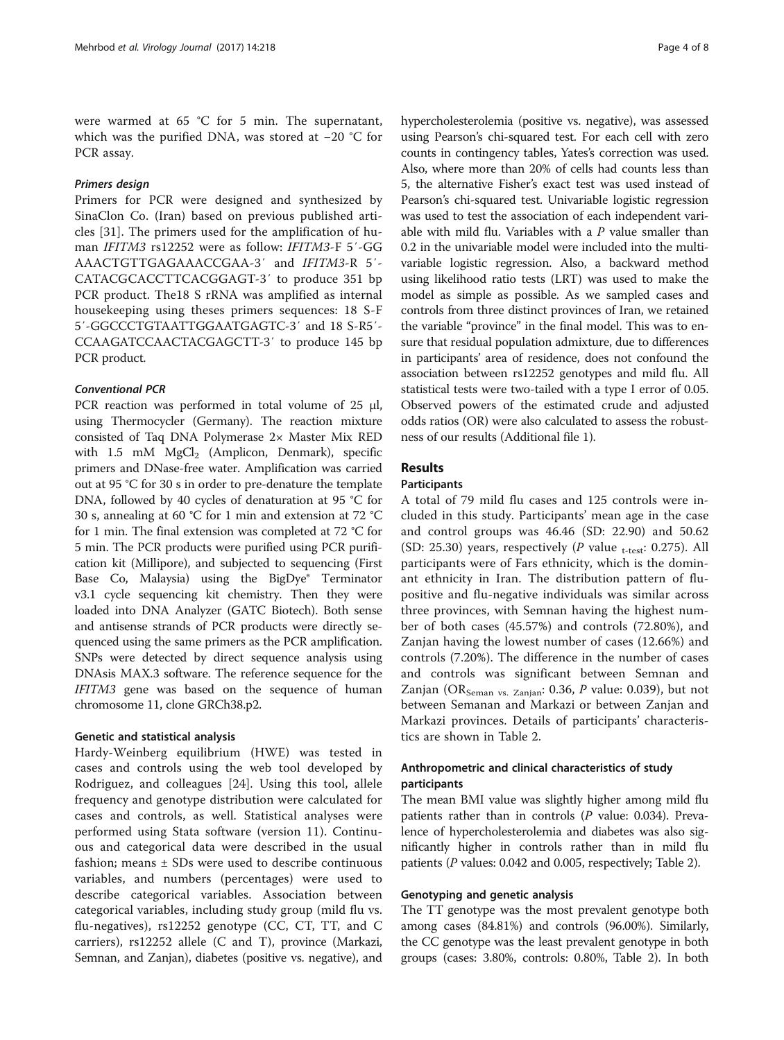were warmed at 65 °C for 5 min. The supernatant, which was the purified DNA, was stored at −20 °C for PCR assay.

#### Primers design

Primers for PCR were designed and synthesized by SinaClon Co. (Iran) based on previous published articles [31]. The primers used for the amplification of human *IFITM3* rs12252 were as follow: *IFITM3*-F 5′-GGAAACTGTTGAGAAACCGAA-3′ and *IFITM3*-R 5′-CATACGCACCTTCACGGAGT-3′ to produce 351 bp PCR product. The18 S rRNA was amplified as internal housekeeping using theses primers sequences: 18 S-F 5′-GGCCCTGTAATTGGAATGAGTC-3′ and 18 S-R5′-CCAAGATCCAACTACGAGCTT-3′ to produce 145 bp PCR product.

#### Conventional PCR

PCR reaction was performed in total volume of 25 μl, using Thermocycler (Germany). The reaction mixture consisted of Taq DNA Polymerase 2× Master Mix RED with 1.5 mM $MgCl_2$ (Amplicon, Denmark), specific primers and DNase-free water. Amplification was carried out at 95 °C for 30 s in order to pre-denature the template DNA, followed by 40 cycles of denaturation at 95 °C for 30 s, annealing at 60 °C for 1 min and extension at 72 °C for 1 min. The final extension was completed at 72 °C for 5 min. The PCR products were purified using PCR purification kit (Millipore), and subjected to sequencing (First Base Co, Malaysia) using the BigDye® Terminator v3.1 cycle sequencing kit chemistry. Then they were loaded into DNA Analyzer (GATC Biotech). Both sense and antisense strands of PCR products were directly sequenced using the same primers as the PCR amplification. SNPs were detected by direct sequence analysis using DNAsis MAX.3 software. The reference sequence for the *IFITM3* gene was based on the sequence of human chromosome 11, clone GRCh38.p2.

### Genetic and statistical analysis

Hardy-Weinberg equilibrium (HWE) was tested in cases and controls using the web tool developed by Rodriguez, and colleagues [24]. Using this tool, allele frequency and genotype distribution were calculated for cases and controls, as well. Statistical analyses were performed using Stata software (version 11). Continuous and categorical data were described in the usual fashion; means ± SDs were used to describe continuous variables, and numbers (percentages) were used to describe categorical variables. Association between categorical variables, including study group (mild flu vs. flu-negatives), rs12252 genotype (CC, CT, TT, and C carriers), rs12252 allele (C and T), province (Markazi, Semnan, and Zanjan), diabetes (positive vs. negative), and hypercholesterolemia (positive vs. negative), was assessed using Pearson's chi-squared test. For each cell with zero counts in contingency tables, Yates's correction was used. Also, where more than 20% of cells had counts less than 5, the alternative Fisher's exact test was used instead of Pearson's chi-squared test. Univariable logistic regression was used to test the association of each independent variable with mild flu. Variables with a *P* value smaller than 0.2 in the univariable model were included into the multivariable logistic regression. Also, a backward method using likelihood ratio tests (LRT) was used to make the model as simple as possible. As we sampled cases and controls from three distinct provinces of Iran, we retained the variable "province" in the final model. This was to ensure that residual population admixture, due to differences in participants' area of residence, does not confound the association between rs12252 genotypes and mild flu. All statistical tests were two-tailed with a type I error of 0.05. Observed powers of the estimated crude and adjusted odds ratios (OR) were also calculated to assess the robustness of our results (Additional file 1).

## Results

### Participants

A total of 79 mild flu cases and 125 controls were included in this study. Participants' mean age in the case and control groups was 46.46 (SD: 22.90) and 50.62 (SD: 25.30) years, respectively (*P* value $_{t\text{-test}}$: 0.275). All participants were of Fars ethnicity, which is the dominant ethnicity in Iran. The distribution pattern of flu-positive and flu-negative individuals was similar across three provinces, with Semnan having the highest number of both cases (45.57%) and controls (72.80%), and Zanjan having the lowest number of cases (12.66%) and controls (7.20%). The difference in the number of cases and controls was significant between Semnan and Zanjan ($OR_{\text{Seman vs. Zanjan}}$: 0.36, *P* value: 0.039), but not between Semanan and Markazi or between Zanjan and Markazi provinces. Details of participants' characteristics are shown in Table 2.

### Anthropometric and clinical characteristics of study participants

The mean BMI value was slightly higher among mild flu patients rather than in controls (*P* value: 0.034). Prevalence of hypercholesterolemia and diabetes was also significantly higher in controls rather than in mild flu patients (*P* values: 0.042 and 0.005, respectively; Table 2).

### Genotyping and genetic analysis

The TT genotype was the most prevalent genotype both among cases (84.81%) and controls (96.00%). Similarly, the CC genotype was the least prevalent genotype in both groups (cases: 3.80%, controls: 0.80%, Table 2). In both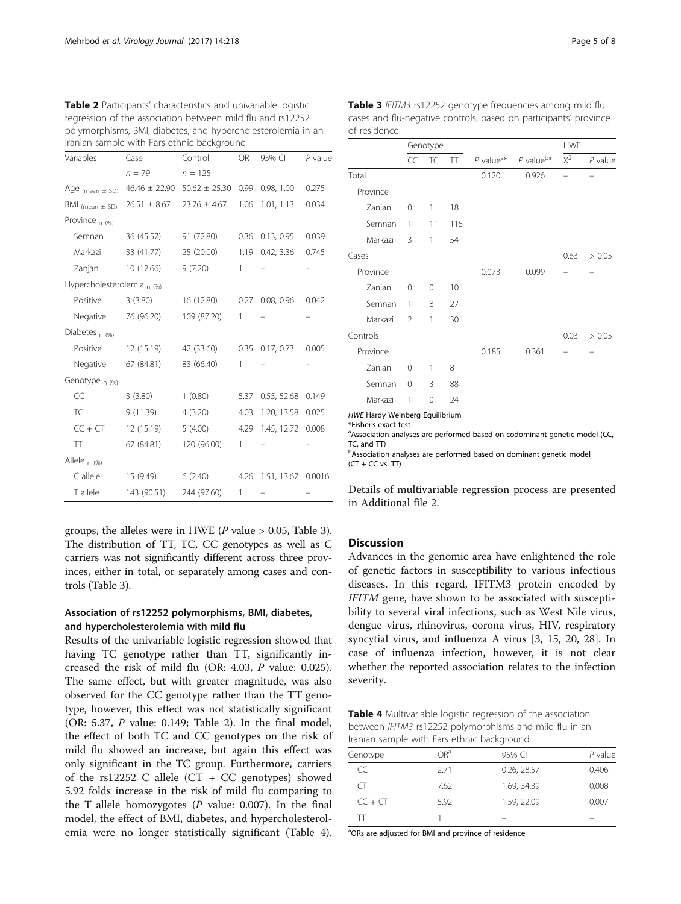**Table 2** Participants' characteristics and univariable logistic regression of the association between mild flu and rs12252 polymorphisms, BMI, diabetes, and hypercholesterolemia in an Iranian sample with Fars ethnic background

| Variables | Case | Control | OR | 95% CI | *P* value |
|---|---|---|---|---|---|
| | n = 79 | n = 125 | | | |
| Age (mean ± SD) | 46.46 ± 22.90 | 50.62 ± 25.30 | 0.99 | 0.98, 1.00 | 0.275 |
| BMI (mean ± SD) | 26.51 ± 8.67 | 23.76 ± 4.67 | 1.06 | 1.01, 1.13 | 0.034 |
| Province n (%) | | | | | |
| Semnan | 36 (45.57) | 91 (72.80) | 0.36 | 0.13, 0.95 | 0.039 |
| Markazi | 33 (41.77) | 25 (20.00) | 1.19 | 0.42, 3.36 | 0.745 |
| Zanjan | 10 (12.66) | 9 (7.20) | 1 | – | – |
| Hypercholesterolemia n (%) | | | | | |
| Positive | 3 (3.80) | 16 (12.80) | 0.27 | 0.08, 0.96 | 0.042 |
| Negative | 76 (96.20) | 109 (87.20) | 1 | – | – |
| Diabetes n (%) | | | | | |
| Positive | 12 (15.19) | 42 (33.60) | 0.35 | 0.17, 0.73 | 0.005 |
| Negative | 67 (84.81) | 83 (66.40) | 1 | – | – |
| Genotype n (%) | | | | | |
| CC | 3 (3.80) | 1 (0.80) | 5.37 | 0.55, 52.68 | 0.149 |
| TC | 9 (11.39) | 4 (3.20) | 4.03 | 1.20, 13.58 | 0.025 |
| CC + CT | 12 (15.19) | 5 (4.00) | 4.29 | 1.45, 12.72 | 0.008 |
| TT | 67 (84.81) | 120 (96.00) | 1 | – | – |
| Allele n (%) | | | | | |
| C allele | 15 (9.49) | 6 (2.40) | 4.26 | 1.51, 13.67 | 0.0016 |
| T allele | 143 (90.51) | 244 (97.60) | 1 | – | – |

groups, the alleles were in HWE (*P* value > 0.05, Table 3). The distribution of TT, TC, CC genotypes as well as C carriers was not significantly different across three provinces, either in total, or separately among cases and controls (Table 3).

### Association of rs12252 polymorphisms, BMI, diabetes, and hypercholesterolemia with mild flu

Results of the univariable logistic regression showed that having TC genotype rather than TT, significantly increased the risk of mild flu (OR: 4.03, *P* value: 0.025). The same effect, but with greater magnitude, was also observed for the CC genotype rather than the TT genotype, however, this effect was not statistically significant (OR: 5.37, *P* value: 0.149; Table 2). In the final model, the effect of both TC and CC genotypes on the risk of mild flu showed an increase, but again this effect was only significant in the TC group. Furthermore, carriers of the rs12252 C allele (CT + CC genotypes) showed 5.92 folds increase in the risk of mild flu comparing to the T allele homozygotes (*P* value: 0.007). In the final model, the effect of BMI, diabetes, and hypercholesterolemia were no longer statistically significant (Table 4).

**Table 3** *IFITM3* rs12252 genotype frequencies among mild flu cases and flu-negative controls, based on participants' province of residence

| | Genotype | | | | | HWE | |
|---|---|---|---|---|---|---|---|
| | CC | TC | TT | *P* value[a]* | *P* value[b]* | $X^2$ | *P* value |
| Total | | | | 0.120 | 0.926 | – | – |
| Province | | | | | | | |
| Zanjan | 0 | 1 | 18 | | | | |
| Semnan | 1 | 11 | 115 | | | | |
| Markazi | 3 | 1 | 54 | | | | |
| Cases | | | | | | 0.63 | > 0.05 |
| Province | | | | 0.073 | 0.099 | – | – |
| Zanjan | 0 | 0 | 10 | | | | |
| Semnan | 1 | 8 | 27 | | | | |
| Markazi | 2 | 1 | 30 | | | | |
| Controls | | | | | | 0.03 | > 0.05 |
| Province | | | | 0.185 | 0.361 | – | – |
| Zanjan | 0 | 1 | 8 | | | | |
| Semnan | 0 | 3 | 88 | | | | |
| Markazi | 1 | 0 | 24 | | | | |

*HWE* Hardy Weinberg Equilibrium
*Fisher's exact test
[a]Association analyses are performed based on codominant genetic model (CC, TC, and TT)
[b]Association analyses are performed based on dominant genetic model (CT + CC vs. TT)

Details of multivariable regression process are presented in Additional file 2.

## Discussion

Advances in the genomic area have enlightened the role of genetic factors in susceptibility to various infectious diseases. In this regard, IFITM3 protein encoded by *IFITM* gene, have shown to be associated with susceptibility to several viral infections, such as West Nile virus, dengue virus, rhinovirus, corona virus, HIV, respiratory syncytial virus, and influenza A virus [3, 15, 20, 28]. In case of influenza infection, however, it is not clear whether the reported association relates to the infection severity.

**Table 4** Multivariable logistic regression of the association between *IFITM3* rs12252 polymorphisms and mild flu in an Iranian sample with Fars ethnic background

| Genotype | OR[a] | 95% CI | *P* value |
|---|---|---|---|
| CC | 2.71 | 0.26, 28.57 | 0.406 |
| CT | 7.62 | 1.69, 34.39 | 0.008 |
| CC + CT | 5.92 | 1.59, 22.09 | 0.007 |
| TT | 1 | – | – |

[a]ORs are adjusted for BMI and province of residence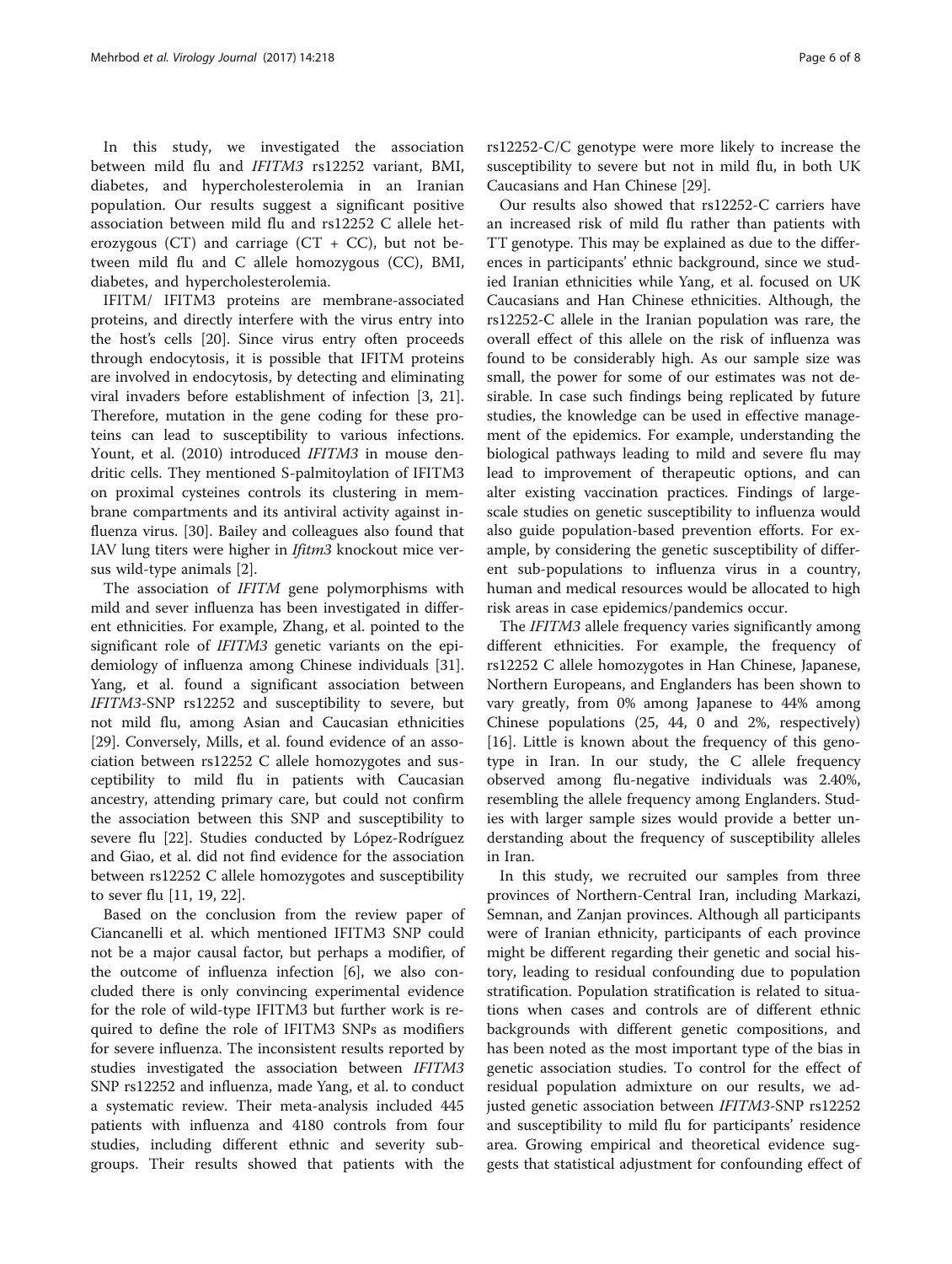In this study, we investigated the association between mild flu and *IFITM3* rs12252 variant, BMI, diabetes, and hypercholesterolemia in an Iranian population. Our results suggest a significant positive association between mild flu and rs12252 C allele heterozygous (CT) and carriage (CT + CC), but not between mild flu and C allele homozygous (CC), BMI, diabetes, and hypercholesterolemia.

IFITM/ IFITM3 proteins are membrane-associated proteins, and directly interfere with the virus entry into the host's cells [20]. Since virus entry often proceeds through endocytosis, it is possible that IFITM proteins are involved in endocytosis, by detecting and eliminating viral invaders before establishment of infection [3, 21]. Therefore, mutation in the gene coding for these proteins can lead to susceptibility to various infections. Yount, et al. (2010) introduced *IFITM3* in mouse dendritic cells. They mentioned S-palmitoylation of IFITM3 on proximal cysteines controls its clustering in membrane compartments and its antiviral activity against influenza virus. [30]. Bailey and colleagues also found that IAV lung titers were higher in *Ifitm3* knockout mice versus wild-type animals [2].

The association of *IFITM* gene polymorphisms with mild and sever influenza has been investigated in different ethnicities. For example, Zhang, et al. pointed to the significant role of *IFITM3* genetic variants on the epidemiology of influenza among Chinese individuals [31]. Yang, et al. found a significant association between *IFITM3*-SNP rs12252 and susceptibility to severe, but not mild flu, among Asian and Caucasian ethnicities [29]. Conversely, Mills, et al. found evidence of an association between rs12252 C allele homozygotes and susceptibility to mild flu in patients with Caucasian ancestry, attending primary care, but could not confirm the association between this SNP and susceptibility to severe flu [22]. Studies conducted by López-Rodríguez and Giao, et al. did not find evidence for the association between rs12252 C allele homozygotes and susceptibility to sever flu [11, 19, 22].

Based on the conclusion from the review paper of Ciancanelli et al. which mentioned IFITM3 SNP could not be a major causal factor, but perhaps a modifier, of the outcome of influenza infection [6], we also concluded there is only convincing experimental evidence for the role of wild-type IFITM3 but further work is required to define the role of IFITM3 SNPs as modifiers for severe influenza. The inconsistent results reported by studies investigated the association between *IFITM3* SNP rs12252 and influenza, made Yang, et al. to conduct a systematic review. Their meta-analysis included 445 patients with influenza and 4180 controls from four studies, including different ethnic and severity subgroups. Their results showed that patients with the rs12252-C/C genotype were more likely to increase the susceptibility to severe but not in mild flu, in both UK Caucasians and Han Chinese [29].

Our results also showed that rs12252-C carriers have an increased risk of mild flu rather than patients with TT genotype. This may be explained as due to the differences in participants' ethnic background, since we studied Iranian ethnicities while Yang, et al. focused on UK Caucasians and Han Chinese ethnicities. Although, the rs12252-C allele in the Iranian population was rare, the overall effect of this allele on the risk of influenza was found to be considerably high. As our sample size was small, the power for some of our estimates was not desirable. In case such findings being replicated by future studies, the knowledge can be used in effective management of the epidemics. For example, understanding the biological pathways leading to mild and severe flu may lead to improvement of therapeutic options, and can alter existing vaccination practices. Findings of large-scale studies on genetic susceptibility to influenza would also guide population-based prevention efforts. For example, by considering the genetic susceptibility of different sub-populations to influenza virus in a country, human and medical resources would be allocated to high risk areas in case epidemics/pandemics occur.

The *IFITM3* allele frequency varies significantly among different ethnicities. For example, the frequency of rs12252 C allele homozygotes in Han Chinese, Japanese, Northern Europeans, and Englanders has been shown to vary greatly, from 0% among Japanese to 44% among Chinese populations (25, 44, 0 and 2%, respectively) [16]. Little is known about the frequency of this genotype in Iran. In our study, the C allele frequency observed among flu-negative individuals was 2.40%, resembling the allele frequency among Englanders. Studies with larger sample sizes would provide a better understanding about the frequency of susceptibility alleles in Iran.

In this study, we recruited our samples from three provinces of Northern-Central Iran, including Markazi, Semnan, and Zanjan provinces. Although all participants were of Iranian ethnicity, participants of each province might be different regarding their genetic and social history, leading to residual confounding due to population stratification. Population stratification is related to situations when cases and controls are of different ethnic backgrounds with different genetic compositions, and has been noted as the most important type of the bias in genetic association studies. To control for the effect of residual population admixture on our results, we adjusted genetic association between *IFITM3*-SNP rs12252 and susceptibility to mild flu for participants' residence area. Growing empirical and theoretical evidence suggests that statistical adjustment for confounding effect of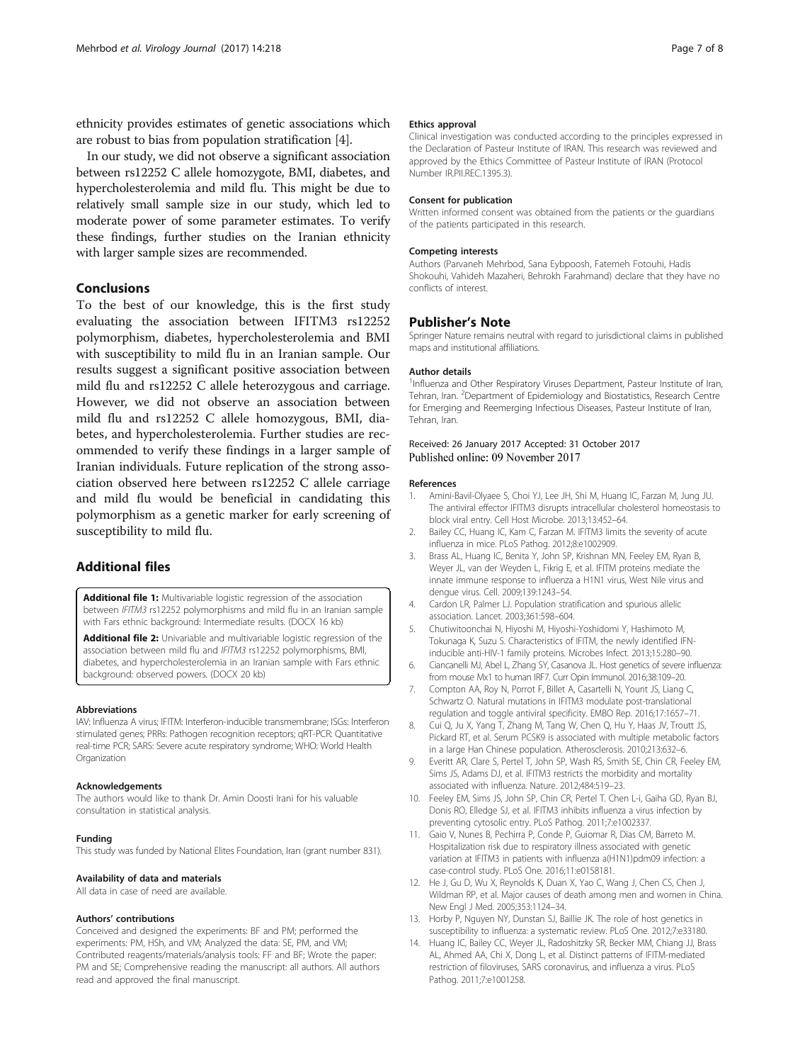ethnicity provides estimates of genetic associations which are robust to bias from population stratification [4].

In our study, we did not observe a significant association between rs12252 C allele homozygote, BMI, diabetes, and hypercholesterolemia and mild flu. This might be due to relatively small sample size in our study, which led to moderate power of some parameter estimates. To verify these findings, further studies on the Iranian ethnicity with larger sample sizes are recommended.

## Conclusions

To the best of our knowledge, this is the first study evaluating the association between IFITM3 rs12252 polymorphism, diabetes, hypercholesterolemia and BMI with susceptibility to mild flu in an Iranian sample. Our results suggest a significant positive association between mild flu and rs12252 C allele heterozygous and carriage. However, we did not observe an association between mild flu and rs12252 C allele homozygous, BMI, diabetes, and hypercholesterolemia. Further studies are recommended to verify these findings in a larger sample of Iranian individuals. Future replication of the strong association observed here between rs12252 C allele carriage and mild flu would be beneficial in candidating this polymorphism as a genetic marker for early screening of susceptibility to mild flu.

## Additional files

**Additional file 1:** Multivariable logistic regression of the association between *IFITM3* rs12252 polymorphisms and mild flu in an Iranian sample with Fars ethnic background: Intermediate results. (DOCX 16 kb)

**Additional file 2:** Univariable and multivariable logistic regression of the association between mild flu and *IFITM3* rs12252 polymorphisms, BMI, diabetes, and hypercholesterolemia in an Iranian sample with Fars ethnic background: observed powers. (DOCX 20 kb)

#### Abbreviations

IAV: Influenza A virus; IFITM: Interferon-inducible transmembrane; ISGs: Interferon stimulated genes; PRRs: Pathogen recognition receptors; qRT-PCR: Quantitative real-time PCR; SARS: Severe acute respiratory syndrome; WHO: World Health Organization

#### Acknowledgements

The authors would like to thank Dr. Amin Doosti Irani for his valuable consultation in statistical analysis.

#### Funding

This study was funded by National Elites Foundation, Iran (grant number 831).

#### Availability of data and materials

All data in case of need are available.

#### Authors' contributions

Conceived and designed the experiments: BF and PM; performed the experiments: PM, HSh, and VM; Analyzed the data: SE, PM, and VM; Contributed reagents/materials/analysis tools: FF and BF; Wrote the paper: PM and SE; Comprehensive reading the manuscript: all authors. All authors read and approved the final manuscript.

#### Ethics approval

Clinical investigation was conducted according to the principles expressed in the Declaration of Pasteur Institute of IRAN. This research was reviewed and approved by the Ethics Committee of Pasteur Institute of IRAN (Protocol Number IR.PII.REC.1395.3).

#### Consent for publication

Written informed consent was obtained from the patients or the guardians of the patients participated in this research.

#### Competing interests

Authors (Parvaneh Mehrbod, Sana Eybpoosh, Fatemeh Fotouhi, Hadis Shokouhi, Vahideh Mazaheri, Behrokh Farahmand) declare that they have no conflicts of interest.

## Publisher's Note

Springer Nature remains neutral with regard to jurisdictional claims in published maps and institutional affiliations.

#### Author details

[1]Influenza and Other Respiratory Viruses Department, Pasteur Institute of Iran, Tehran, Iran. [2]Department of Epidemiology and Biostatistics, Research Centre for Emerging and Reemerging Infectious Diseases, Pasteur Institute of Iran, Tehran, Iran.

Received: 26 January 2017 Accepted: 31 October 2017
Published online: 09 November 2017

#### References

1. Amini-Bavil-Olyaee S, Choi YJ, Lee JH, Shi M, Huang IC, Farzan M, Jung JU. The antiviral effector IFITM3 disrupts intracellular cholesterol homeostasis to block viral entry. Cell Host Microbe. 2013;13:452–64.
2. Bailey CC, Huang IC, Kam C, Farzan M. IFITM3 limits the severity of acute influenza in mice. PLoS Pathog. 2012;8:e1002909.
3. Brass AL, Huang IC, Benita Y, John SP, Krishnan MN, Feeley EM, Ryan B, Weyer JL, van der Weyden L, Fikrig E, et al. IFITM proteins mediate the innate immune response to influenza a H1N1 virus, West Nile virus and dengue virus. Cell. 2009;139:1243–54.
4. Cardon LR, Palmer LJ. Population stratification and spurious allelic association. Lancet. 2003;361:598–604.
5. Chutiwitoonchai N, Hiyoshi M, Hiyoshi-Yoshidomi Y, Hashimoto M, Tokunaga K, Suzu S. Characteristics of IFITM, the newly identified IFN-inducible anti-HIV-1 family proteins. Microbes Infect. 2013;15:280–90.
6. Ciancanelli MJ, Abel L, Zhang SY, Casanova JL. Host genetics of severe influenza: from mouse Mx1 to human IRF7. Curr Opin Immunol. 2016;38:109–20.
7. Compton AA, Roy N, Porrot F, Billet A, Casartelli N, Yount JS, Liang C, Schwartz O. Natural mutations in IFITM3 modulate post-translational regulation and toggle antiviral specificity. EMBO Rep. 2016;17:1657–71.
8. Cui Q, Ju X, Yang T, Zhang M, Tang W, Chen Q, Hu Y, Haas JV, Troutt JS, Pickard RT, et al. Serum PCSK9 is associated with multiple metabolic factors in a large Han Chinese population. Atherosclerosis. 2010;213:632–6.
9. Everitt AR, Clare S, Pertel T, John SP, Wash RS, Smith SE, Chin CR, Feeley EM, Sims JS, Adams DJ, et al. IFITM3 restricts the morbidity and mortality associated with influenza. Nature. 2012;484:519–23.
10. Feeley EM, Sims JS, John SP, Chin CR, Pertel T. Chen L-i, Gaiha GD, Ryan BJ, Donis RO, Elledge SJ, et al. IFITM3 inhibits influenza a virus infection by preventing cytosolic entry. PLoS Pathog. 2011;7:e1002337.
11. Gaio V, Nunes B, Pechirra P, Conde P, Guiomar R, Dias CM, Barreto M. Hospitalization risk due to respiratory illness associated with genetic variation at IFITM3 in patients with influenza a(H1N1)pdm09 infection: a case-control study. PLoS One. 2016;11:e0158181.
12. He J, Gu D, Wu X, Reynolds K, Duan X, Yao C, Wang J, Chen CS, Chen J, Wildman RP, et al. Major causes of death among men and women in China. New Engl J Med. 2005;353:1124–34.
13. Horby P, Nguyen NY, Dunstan SJ, Baillie JK. The role of host genetics in susceptibility to influenza: a systematic review. PLoS One. 2012;7:e33180.
14. Huang IC, Bailey CC, Weyer JL, Radoshitzky SR, Becker MM, Chiang JJ, Brass AL, Ahmed AA, Chi X, Dong L, et al. Distinct patterns of IFITM-mediated restriction of filoviruses, SARS coronavirus, and influenza a virus. PLoS Pathog. 2011;7:e1001258.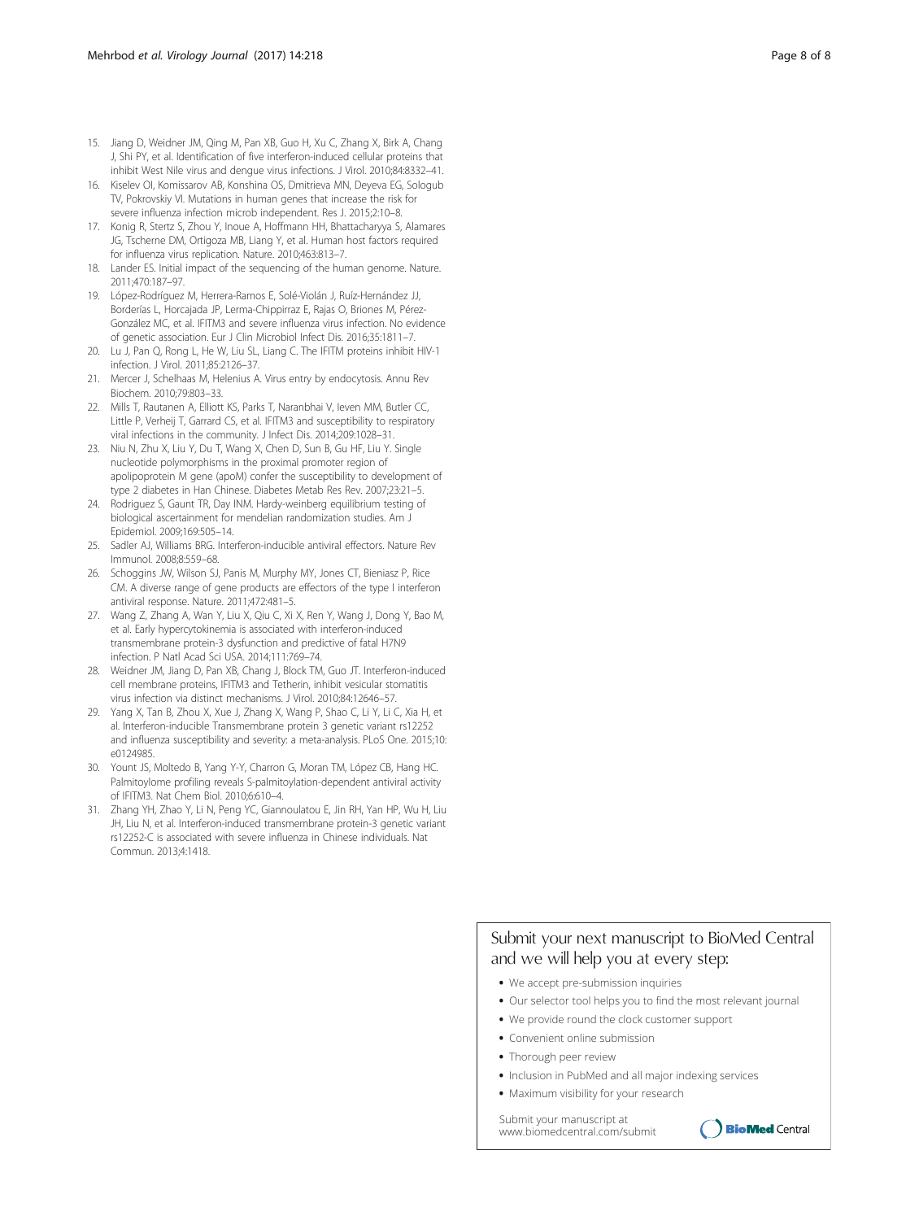15. Jiang D, Weidner JM, Qing M, Pan XB, Guo H, Xu C, Zhang X, Birk A, Chang J, Shi PY, et al. Identification of five interferon-induced cellular proteins that inhibit West Nile virus and dengue virus infections. J Virol. 2010;84:8332–41.
16. Kiselev OI, Komissarov AB, Konshina OS, Dmitrieva MN, Deyeva EG, Sologub TV, Pokrovskiy VI. Mutations in human genes that increase the risk for severe influenza infection microb independent. Res J. 2015;2:10–8.
17. Konig R, Stertz S, Zhou Y, Inoue A, Hoffmann HH, Bhattacharyya S, Alamares JG, Tscherne DM, Ortigoza MB, Liang Y, et al. Human host factors required for influenza virus replication. Nature. 2010;463:813–7.
18. Lander ES. Initial impact of the sequencing of the human genome. Nature. 2011;470:187–97.
19. López-Rodríguez M, Herrera-Ramos E, Solé-Violán J, Ruíz-Hernández JJ, Borderías L, Horcajada JP, Lerma-Chippirraz E, Rajas O, Briones M, Pérez-González MC, et al. IFITM3 and severe influenza virus infection. No evidence of genetic association. Eur J Clin Microbiol Infect Dis. 2016;35:1811–7.
20. Lu J, Pan Q, Rong L, He W, Liu SL, Liang C. The IFITM proteins inhibit HIV-1 infection. J Virol. 2011;85:2126–37.
21. Mercer J, Schelhaas M, Helenius A. Virus entry by endocytosis. Annu Rev Biochem. 2010;79:803–33.
22. Mills T, Rautanen A, Elliott KS, Parks T, Naranbhai V, Ieven MM, Butler CC, Little P, Verheij T, Garrard CS, et al. IFITM3 and susceptibility to respiratory viral infections in the community. J Infect Dis. 2014;209:1028–31.
23. Niu N, Zhu X, Liu Y, Du T, Wang X, Chen D, Sun B, Gu HF, Liu Y. Single nucleotide polymorphisms in the proximal promoter region of apolipoprotein M gene (apoM) confer the susceptibility to development of type 2 diabetes in Han Chinese. Diabetes Metab Res Rev. 2007;23:21–5.
24. Rodriguez S, Gaunt TR, Day INM. Hardy-weinberg equilibrium testing of biological ascertainment for mendelian randomization studies. Am J Epidemiol. 2009;169:505–14.
25. Sadler AJ, Williams BRG. Interferon-inducible antiviral effectors. Nature Rev Immunol. 2008;8:559–68.
26. Schoggins JW, Wilson SJ, Panis M, Murphy MY, Jones CT, Bieniasz P, Rice CM. A diverse range of gene products are effectors of the type I interferon antiviral response. Nature. 2011;472:481–5.
27. Wang Z, Zhang A, Wan Y, Liu X, Qiu C, Xi X, Ren Y, Wang J, Dong Y, Bao M, et al. Early hypercytokinemia is associated with interferon-induced transmembrane protein-3 dysfunction and predictive of fatal H7N9 infection. P Natl Acad Sci USA. 2014;111:769–74.
28. Weidner JM, Jiang D, Pan XB, Chang J, Block TM, Guo JT. Interferon-induced cell membrane proteins, IFITM3 and Tetherin, inhibit vesicular stomatitis virus infection via distinct mechanisms. J Virol. 2010;84:12646–57.
29. Yang X, Tan B, Zhou X, Xue J, Zhang X, Wang P, Shao C, Li Y, Li C, Xia H, et al. Interferon-inducible Transmembrane protein 3 genetic variant rs12252 and influenza susceptibility and severity: a meta-analysis. PLoS One. 2015;10:e0124985.
30. Yount JS, Moltedo B, Yang Y-Y, Charron G, Moran TM, López CB, Hang HC. Palmitoylome profiling reveals S-palmitoylation-dependent antiviral activity of IFITM3. Nat Chem Biol. 2010;6:610–4.
31. Zhang YH, Zhao Y, Li N, Peng YC, Giannoulatou E, Jin RH, Yan HP, Wu H, Liu JH, Liu N, et al. Interferon-induced transmembrane protein-3 genetic variant rs12252-C is associated with severe influenza in Chinese individuals. Nat Commun. 2013;4:1418.